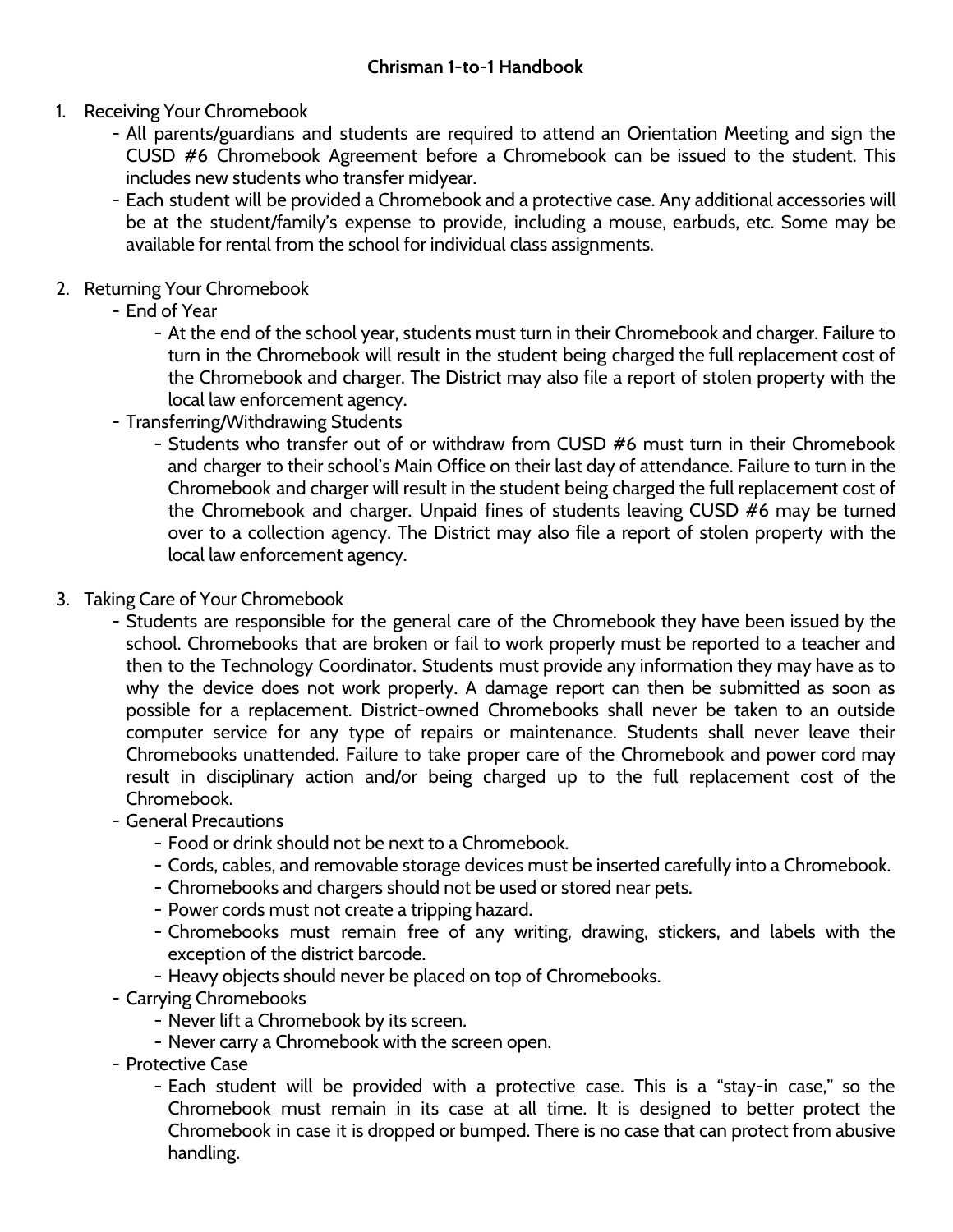# Chrisman 1-to-1 Handbook

1. Receiving Your Chromebook
   - All parents/guardians and students are required to attend an Orientation Meeting and sign the CUSD #6 Chromebook Agreement before a Chromebook can be issued to the student. This includes new students who transfer midyear.
   - Each student will be provided a Chromebook and a protective case. Any additional accessories will be at the student/family's expense to provide, including a mouse, earbuds, etc. Some may be available for rental from the school for individual class assignments.

2. Returning Your Chromebook
   - End of Year
     - At the end of the school year, students must turn in their Chromebook and charger. Failure to turn in the Chromebook will result in the student being charged the full replacement cost of the Chromebook and charger. The District may also file a report of stolen property with the local law enforcement agency.
   - Transferring/Withdrawing Students
     - Students who transfer out of or withdraw from CUSD #6 must turn in their Chromebook and charger to their school's Main Office on their last day of attendance. Failure to turn in the Chromebook and charger will result in the student being charged the full replacement cost of the Chromebook and charger. Unpaid fines of students leaving CUSD #6 may be turned over to a collection agency. The District may also file a report of stolen property with the local law enforcement agency.

3. Taking Care of Your Chromebook
   - Students are responsible for the general care of the Chromebook they have been issued by the school. Chromebooks that are broken or fail to work properly must be reported to a teacher and then to the Technology Coordinator. Students must provide any information they may have as to why the device does not work properly. A damage report can then be submitted as soon as possible for a replacement. District-owned Chromebooks shall never be taken to an outside computer service for any type of repairs or maintenance. Students shall never leave their Chromebooks unattended. Failure to take proper care of the Chromebook and power cord may result in disciplinary action and/or being charged up to the full replacement cost of the Chromebook.
   - General Precautions
     - Food or drink should not be next to a Chromebook.
     - Cords, cables, and removable storage devices must be inserted carefully into a Chromebook.
     - Chromebooks and chargers should not be used or stored near pets.
     - Power cords must not create a tripping hazard.
     - Chromebooks must remain free of any writing, drawing, stickers, and labels with the exception of the district barcode.
     - Heavy objects should never be placed on top of Chromebooks.
   - Carrying Chromebooks
     - Never lift a Chromebook by its screen.
     - Never carry a Chromebook with the screen open.
   - Protective Case
     - Each student will be provided with a protective case. This is a "stay-in case," so the Chromebook must remain in its case at all time. It is designed to better protect the Chromebook in case it is dropped or bumped. There is no case that can protect from abusive handling.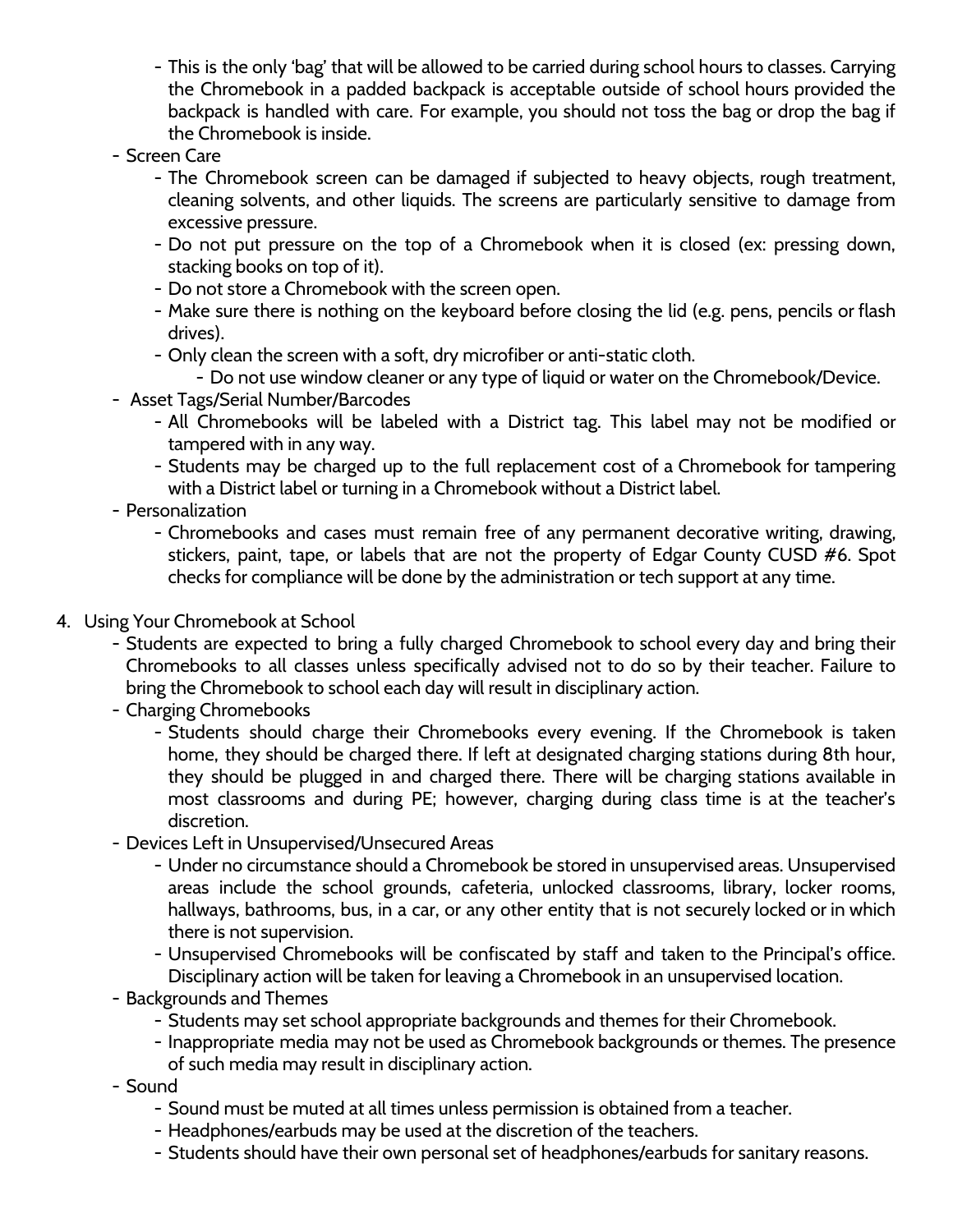- This is the only 'bag' that will be allowed to be carried during school hours to classes. Carrying the Chromebook in a padded backpack is acceptable outside of school hours provided the backpack is handled with care. For example, you should not toss the bag or drop the bag if the Chromebook is inside.
  - Screen Care
    - The Chromebook screen can be damaged if subjected to heavy objects, rough treatment, cleaning solvents, and other liquids. The screens are particularly sensitive to damage from excessive pressure.
    - Do not put pressure on the top of a Chromebook when it is closed (ex: pressing down, stacking books on top of it).
    - Do not store a Chromebook with the screen open.
    - Make sure there is nothing on the keyboard before closing the lid (e.g. pens, pencils or flash drives).
    - Only clean the screen with a soft, dry microfiber or anti-static cloth.
      - Do not use window cleaner or any type of liquid or water on the Chromebook/Device.
  - Asset Tags/Serial Number/Barcodes
    - All Chromebooks will be labeled with a District tag. This label may not be modified or tampered with in any way.
    - Students may be charged up to the full replacement cost of a Chromebook for tampering with a District label or turning in a Chromebook without a District label.
  - Personalization
    - Chromebooks and cases must remain free of any permanent decorative writing, drawing, stickers, paint, tape, or labels that are not the property of Edgar County CUSD #6. Spot checks for compliance will be done by the administration or tech support at any time.

4. Using Your Chromebook at School
  - Students are expected to bring a fully charged Chromebook to school every day and bring their Chromebooks to all classes unless specifically advised not to do so by their teacher. Failure to bring the Chromebook to school each day will result in disciplinary action.
  - Charging Chromebooks
    - Students should charge their Chromebooks every evening. If the Chromebook is taken home, they should be charged there. If left at designated charging stations during 8th hour, they should be plugged in and charged there. There will be charging stations available in most classrooms and during PE; however, charging during class time is at the teacher's discretion.
  - Devices Left in Unsupervised/Unsecured Areas
    - Under no circumstance should a Chromebook be stored in unsupervised areas. Unsupervised areas include the school grounds, cafeteria, unlocked classrooms, library, locker rooms, hallways, bathrooms, bus, in a car, or any other entity that is not securely locked or in which there is not supervision.
    - Unsupervised Chromebooks will be confiscated by staff and taken to the Principal's office. Disciplinary action will be taken for leaving a Chromebook in an unsupervised location.
  - Backgrounds and Themes
    - Students may set school appropriate backgrounds and themes for their Chromebook.
    - Inappropriate media may not be used as Chromebook backgrounds or themes. The presence of such media may result in disciplinary action.
  - Sound
    - Sound must be muted at all times unless permission is obtained from a teacher.
    - Headphones/earbuds may be used at the discretion of the teachers.
    - Students should have their own personal set of headphones/earbuds for sanitary reasons.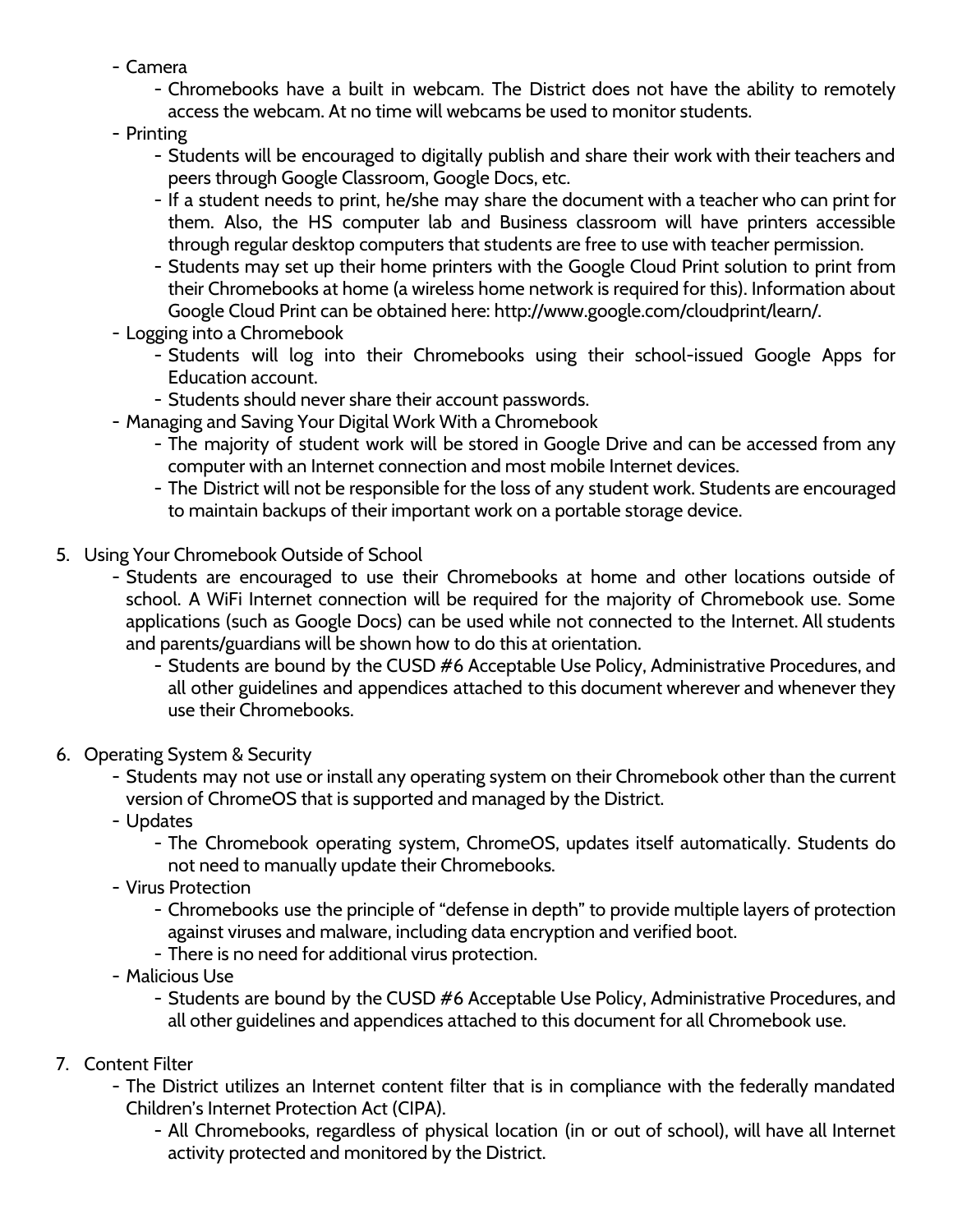- Camera
  - Chromebooks have a built in webcam. The District does not have the ability to remotely access the webcam. At no time will webcams be used to monitor students.
- Printing
  - Students will be encouraged to digitally publish and share their work with their teachers and peers through Google Classroom, Google Docs, etc.
  - If a student needs to print, he/she may share the document with a teacher who can print for them. Also, the HS computer lab and Business classroom will have printers accessible through regular desktop computers that students are free to use with teacher permission.
  - Students may set up their home printers with the Google Cloud Print solution to print from their Chromebooks at home (a wireless home network is required for this). Information about Google Cloud Print can be obtained here: http://www.google.com/cloudprint/learn/.
- Logging into a Chromebook
  - Students will log into their Chromebooks using their school-issued Google Apps for Education account.
  - Students should never share their account passwords.
- Managing and Saving Your Digital Work With a Chromebook
  - The majority of student work will be stored in Google Drive and can be accessed from any computer with an Internet connection and most mobile Internet devices.
  - The District will not be responsible for the loss of any student work. Students are encouraged to maintain backups of their important work on a portable storage device.

5. Using Your Chromebook Outside of School
   - Students are encouraged to use their Chromebooks at home and other locations outside of school. A WiFi Internet connection will be required for the majority of Chromebook use. Some applications (such as Google Docs) can be used while not connected to the Internet. All students and parents/guardians will be shown how to do this at orientation.
     - Students are bound by the CUSD #6 Acceptable Use Policy, Administrative Procedures, and all other guidelines and appendices attached to this document wherever and whenever they use their Chromebooks.

6. Operating System & Security
   - Students may not use or install any operating system on their Chromebook other than the current version of ChromeOS that is supported and managed by the District.
   - Updates
     - The Chromebook operating system, ChromeOS, updates itself automatically. Students do not need to manually update their Chromebooks.
   - Virus Protection
     - Chromebooks use the principle of "defense in depth" to provide multiple layers of protection against viruses and malware, including data encryption and verified boot.
     - There is no need for additional virus protection.
   - Malicious Use
     - Students are bound by the CUSD #6 Acceptable Use Policy, Administrative Procedures, and all other guidelines and appendices attached to this document for all Chromebook use.

7. Content Filter
   - The District utilizes an Internet content filter that is in compliance with the federally mandated Children's Internet Protection Act (CIPA).
     - All Chromebooks, regardless of physical location (in or out of school), will have all Internet activity protected and monitored by the District.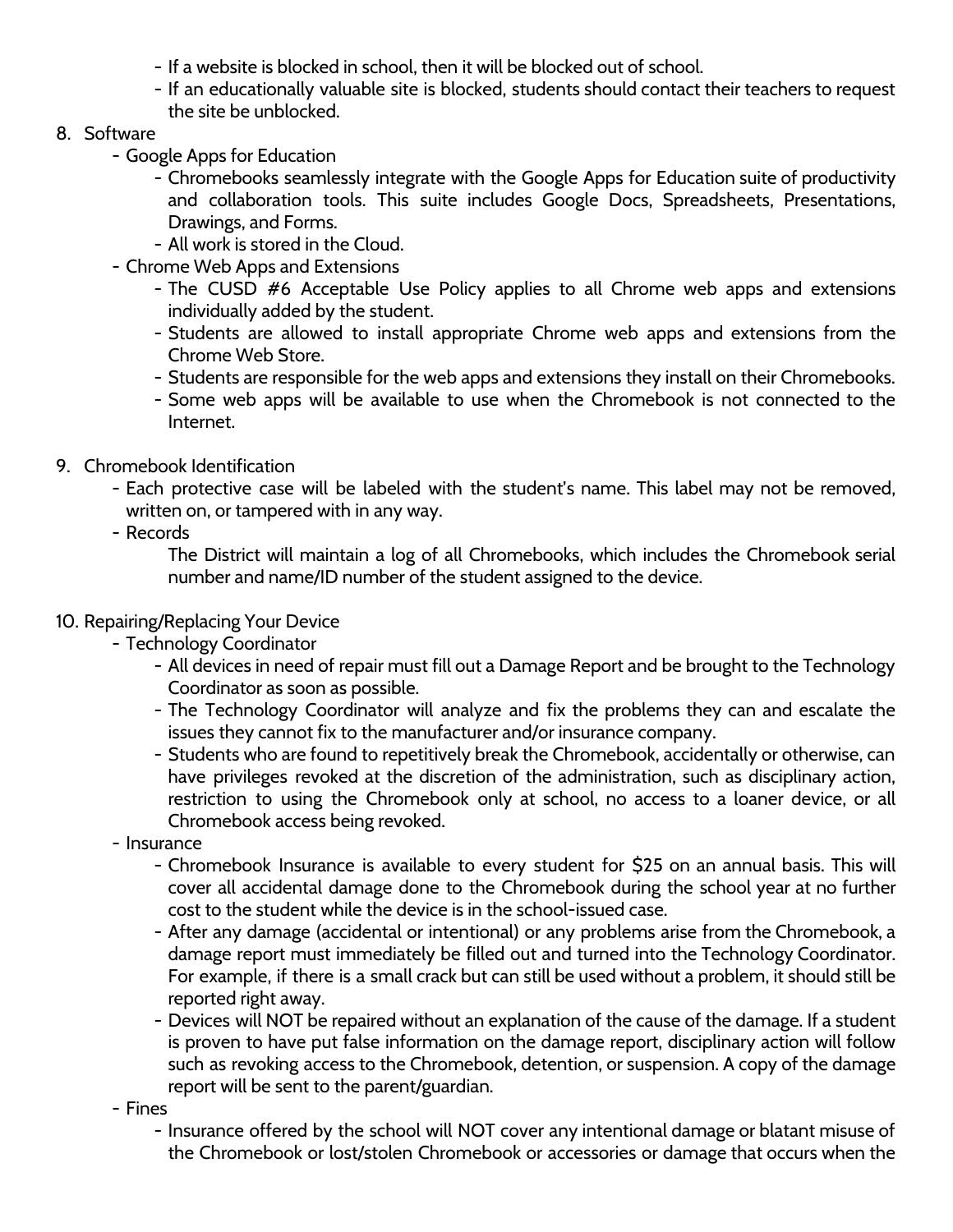- If a website is blocked in school, then it will be blocked out of school.
- If an educationally valuable site is blocked, students should contact their teachers to request the site be unblocked.

8. Software
   - Google Apps for Education
     - Chromebooks seamlessly integrate with the Google Apps for Education suite of productivity and collaboration tools. This suite includes Google Docs, Spreadsheets, Presentations, Drawings, and Forms.
     - All work is stored in the Cloud.
   - Chrome Web Apps and Extensions
     - The CUSD #6 Acceptable Use Policy applies to all Chrome web apps and extensions individually added by the student.
     - Students are allowed to install appropriate Chrome web apps and extensions from the Chrome Web Store.
     - Students are responsible for the web apps and extensions they install on their Chromebooks.
     - Some web apps will be available to use when the Chromebook is not connected to the Internet.

9. Chromebook Identification
   - Each protective case will be labeled with the student's name. This label may not be removed, written on, or tampered with in any way.
   - Records

     The District will maintain a log of all Chromebooks, which includes the Chromebook serial number and name/ID number of the student assigned to the device.

10. Repairing/Replacing Your Device
    - Technology Coordinator
      - All devices in need of repair must fill out a Damage Report and be brought to the Technology Coordinator as soon as possible.
      - The Technology Coordinator will analyze and fix the problems they can and escalate the issues they cannot fix to the manufacturer and/or insurance company.
      - Students who are found to repetitively break the Chromebook, accidentally or otherwise, can have privileges revoked at the discretion of the administration, such as disciplinary action, restriction to using the Chromebook only at school, no access to a loaner device, or all Chromebook access being revoked.
    - Insurance
      - Chromebook Insurance is available to every student for $25 on an annual basis. This will cover all accidental damage done to the Chromebook during the school year at no further cost to the student while the device is in the school-issued case.
      - After any damage (accidental or intentional) or any problems arise from the Chromebook, a damage report must immediately be filled out and turned into the Technology Coordinator. For example, if there is a small crack but can still be used without a problem, it should still be reported right away.
      - Devices will NOT be repaired without an explanation of the cause of the damage. If a student is proven to have put false information on the damage report, disciplinary action will follow such as revoking access to the Chromebook, detention, or suspension. A copy of the damage report will be sent to the parent/guardian.
    - Fines
      - Insurance offered by the school will NOT cover any intentional damage or blatant misuse of the Chromebook or lost/stolen Chromebook or accessories or damage that occurs when the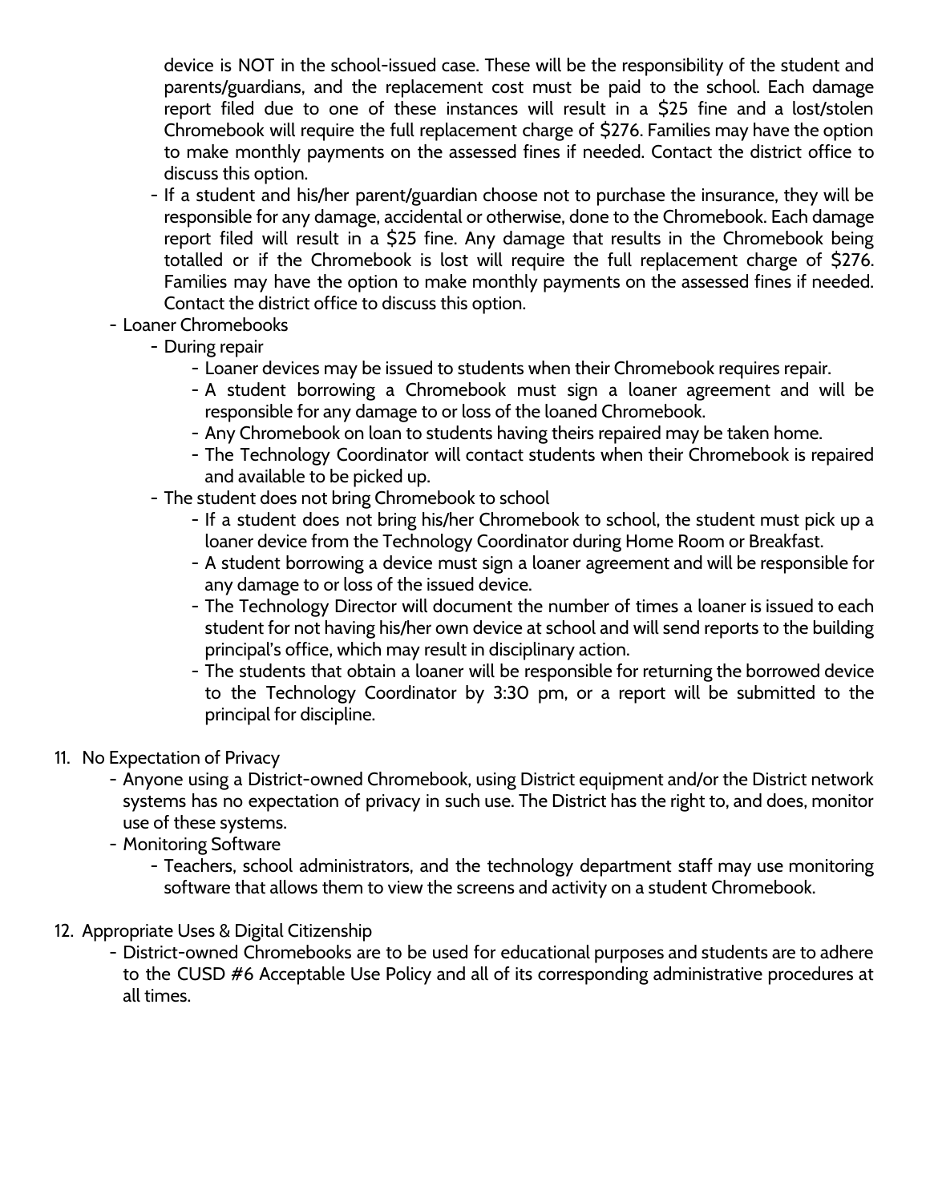device is NOT in the school-issued case. These will be the responsibility of the student and parents/guardians, and the replacement cost must be paid to the school. Each damage report filed due to one of these instances will result in a $25 fine and a lost/stolen Chromebook will require the full replacement charge of $276. Families may have the option to make monthly payments on the assessed fines if needed. Contact the district office to discuss this option.

- If a student and his/her parent/guardian choose not to purchase the insurance, they will be responsible for any damage, accidental or otherwise, done to the Chromebook. Each damage report filed will result in a $25 fine. Any damage that results in the Chromebook being totalled or if the Chromebook is lost will require the full replacement charge of $276. Families may have the option to make monthly payments on the assessed fines if needed. Contact the district office to discuss this option.

- Loaner Chromebooks
  - During repair
    - Loaner devices may be issued to students when their Chromebook requires repair.
    - A student borrowing a Chromebook must sign a loaner agreement and will be responsible for any damage to or loss of the loaned Chromebook.
    - Any Chromebook on loan to students having theirs repaired may be taken home.
    - The Technology Coordinator will contact students when their Chromebook is repaired and available to be picked up.
  - The student does not bring Chromebook to school
    - If a student does not bring his/her Chromebook to school, the student must pick up a loaner device from the Technology Coordinator during Home Room or Breakfast.
    - A student borrowing a device must sign a loaner agreement and will be responsible for any damage to or loss of the issued device.
    - The Technology Director will document the number of times a loaner is issued to each student for not having his/her own device at school and will send reports to the building principal's office, which may result in disciplinary action.
    - The students that obtain a loaner will be responsible for returning the borrowed device to the Technology Coordinator by 3:30 pm, or a report will be submitted to the principal for discipline.

11. No Expectation of Privacy
    - Anyone using a District-owned Chromebook, using District equipment and/or the District network systems has no expectation of privacy in such use. The District has the right to, and does, monitor use of these systems.
    - Monitoring Software
      - Teachers, school administrators, and the technology department staff may use monitoring software that allows them to view the screens and activity on a student Chromebook.

12. Appropriate Uses & Digital Citizenship
    - District-owned Chromebooks are to be used for educational purposes and students are to adhere to the CUSD #6 Acceptable Use Policy and all of its corresponding administrative procedures at all times.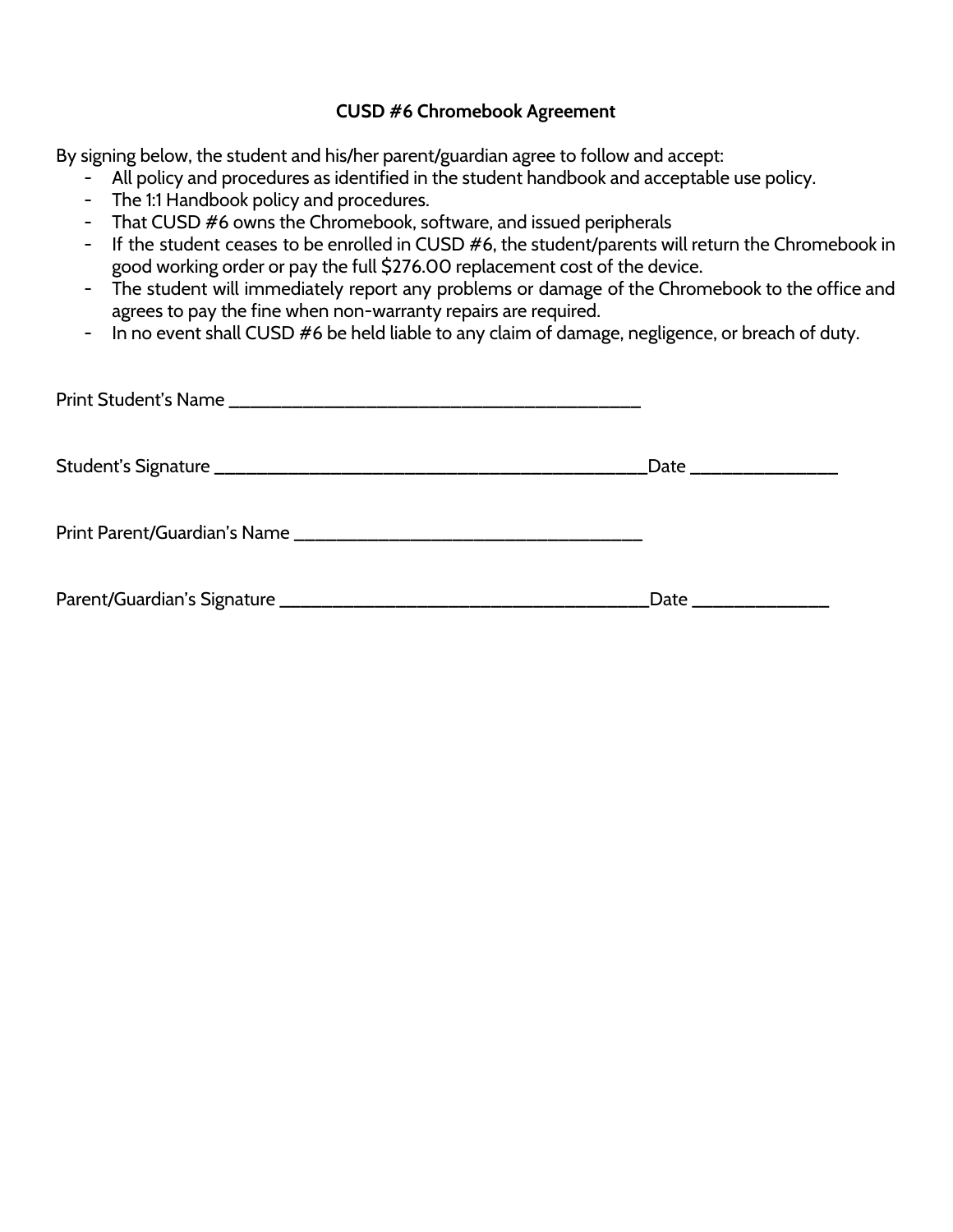**CUSD #6 Chromebook Agreement**

By signing below, the student and his/her parent/guardian agree to follow and accept:

- All policy and procedures as identified in the student handbook and acceptable use policy.
- The 1:1 Handbook policy and procedures.
- That CUSD #6 owns the Chromebook, software, and issued peripherals
- If the student ceases to be enrolled in CUSD #6, the student/parents will return the Chromebook in good working order or pay the full $276.00 replacement cost of the device.
- The student will immediately report any problems or damage of the Chromebook to the office and agrees to pay the fine when non-warranty repairs are required.
- In no event shall CUSD #6 be held liable to any claim of damage, negligence, or breach of duty.

Print Student's Name ____________________________________________

Student's Signature ______________________________________________Date ________________

Print Parent/Guardian's Name ______________________________________

Parent/Guardian's Signature ________________________________________Date _______________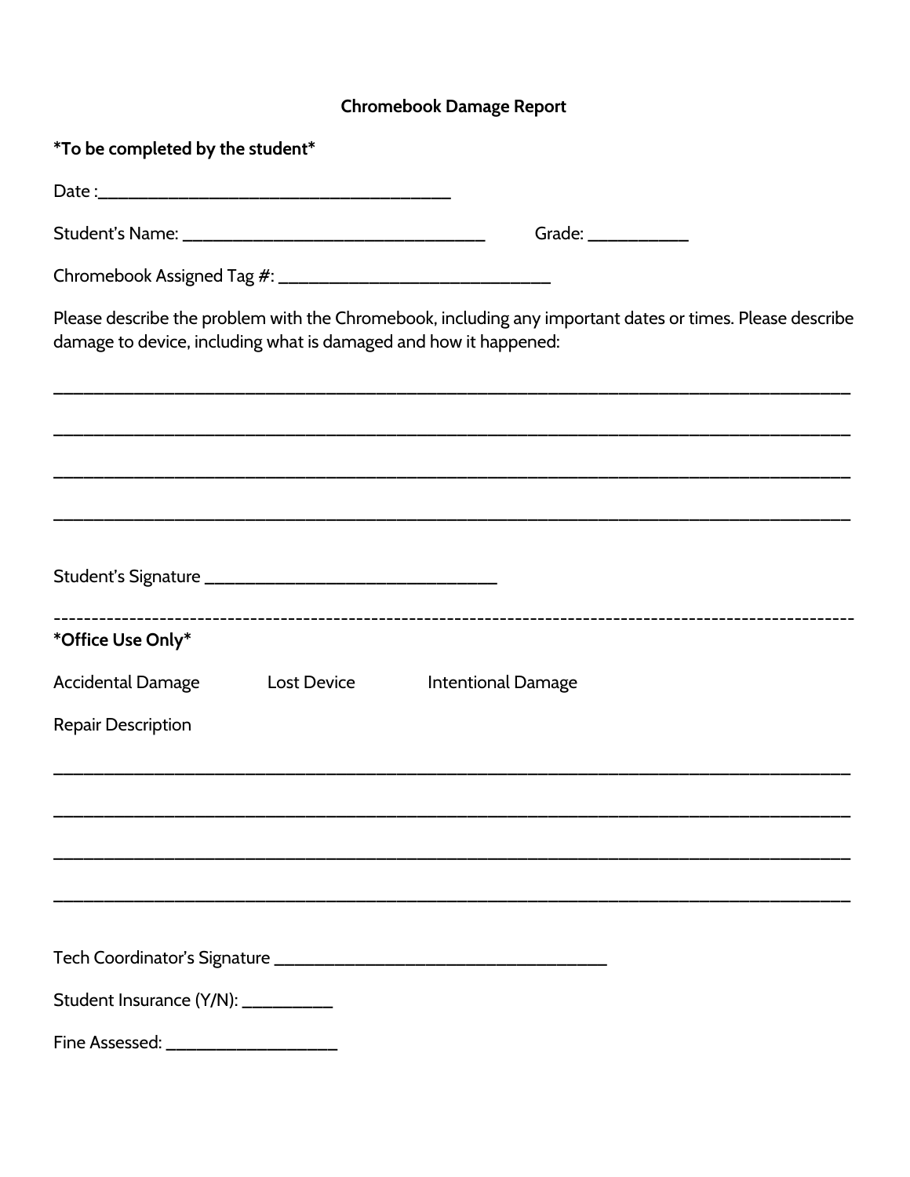## Chromebook Damage Report

**\*To be completed by the student\***

Date :______________________________________

Student's Name: ________________________________ Grade: ___________

Chromebook Assigned Tag #: ____________________________

Please describe the problem with the Chromebook, including any important dates or times. Please describe damage to device, including what is damaged and how it happened:

_____________________________________________________________________________________

_____________________________________________________________________________________

_____________________________________________________________________________________

_____________________________________________________________________________________

Student's Signature ______________________________

---

**\*Office Use Only\***

Accidental Damage    Lost Device    Intentional Damage

Repair Description

_____________________________________________________________________________________

_____________________________________________________________________________________

_____________________________________________________________________________________

_____________________________________________________________________________________

Tech Coordinator's Signature ___________________________________

Student Insurance (Y/N): __________

Fine Assessed: __________________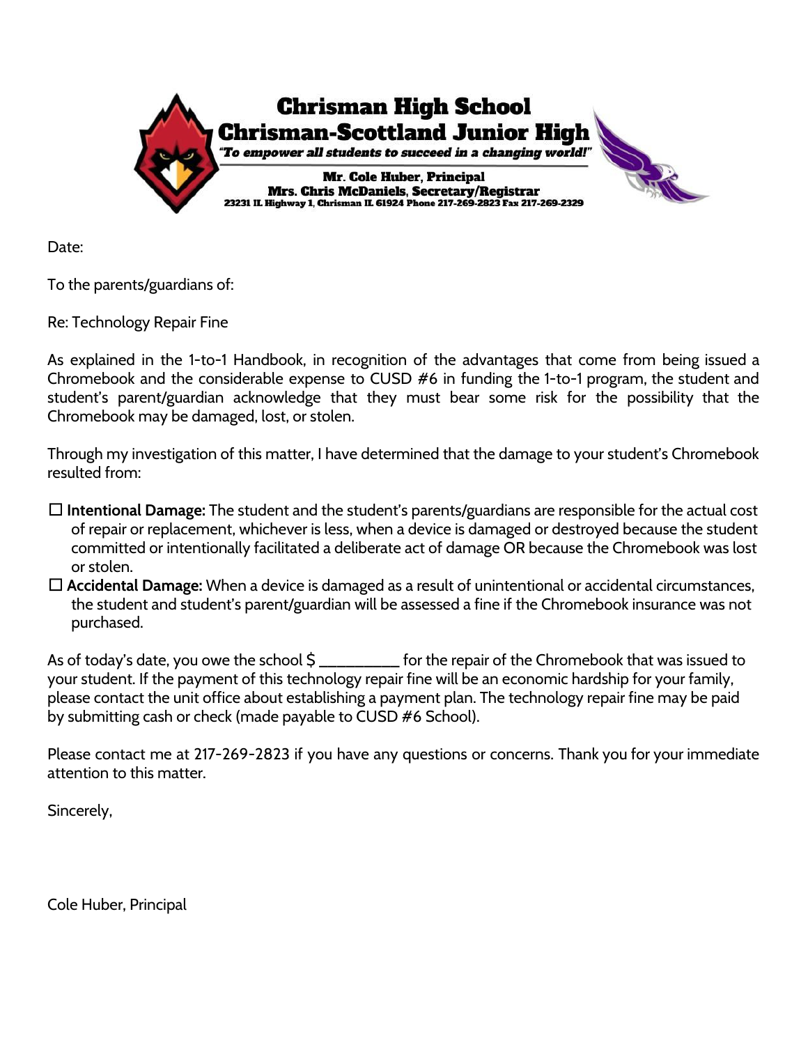**Chrisman High School**
**Chrisman-Scottland Junior High**
*"To empower all students to succeed in a changing world!"*

**Mr. Cole Huber, Principal**
**Mrs. Chris McDaniels, Secretary/Registrar**
**23231 IL Highway 1, Chrisman IL 61924 Phone 217-269-2823 Fax 217-269-2329**

Date:

To the parents/guardians of:

Re: Technology Repair Fine

As explained in the 1-to-1 Handbook, in recognition of the advantages that come from being issued a Chromebook and the considerable expense to CUSD #6 in funding the 1-to-1 program, the student and student's parent/guardian acknowledge that they must bear some risk for the possibility that the Chromebook may be damaged, lost, or stolen.

Through my investigation of this matter, I have determined that the damage to your student's Chromebook resulted from:

☐ **Intentional Damage:** The student and the student's parents/guardians are responsible for the actual cost of repair or replacement, whichever is less, when a device is damaged or destroyed because the student committed or intentionally facilitated a deliberate act of damage OR because the Chromebook was lost or stolen.

☐ **Accidental Damage:** When a device is damaged as a result of unintentional or accidental circumstances, the student and student's parent/guardian will be assessed a fine if the Chromebook insurance was not purchased.

As of today's date, you owe the school $ __________ for the repair of the Chromebook that was issued to your student. If the payment of this technology repair fine will be an economic hardship for your family, please contact the unit office about establishing a payment plan. The technology repair fine may be paid by submitting cash or check (made payable to CUSD #6 School).

Please contact me at 217-269-2823 if you have any questions or concerns. Thank you for your immediate attention to this matter.

Sincerely,

Cole Huber, Principal